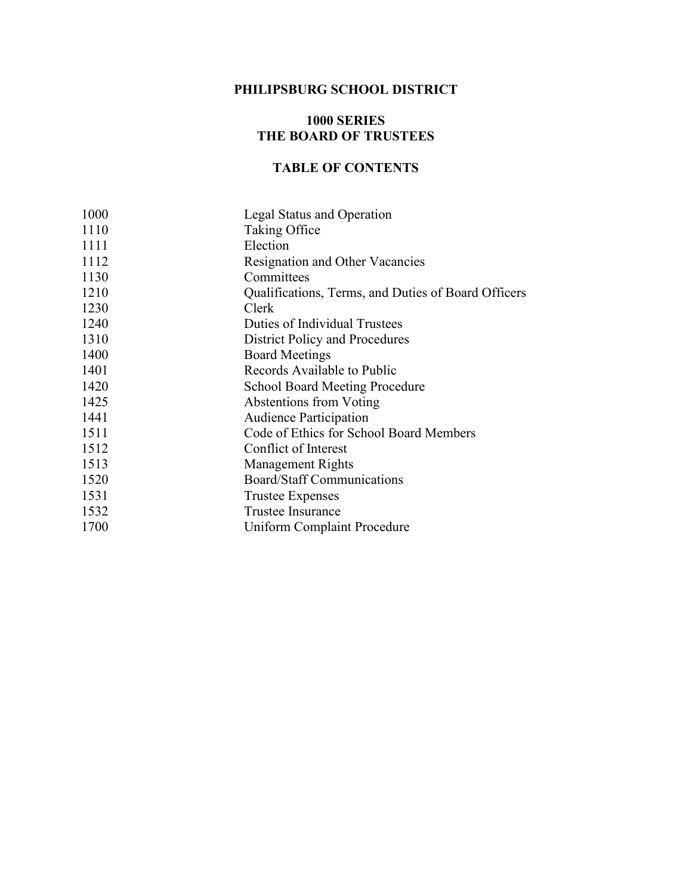# PHILIPSBURG SCHOOL DISTRICT

## 1000 SERIES
## THE BOARD OF TRUSTEES

### TABLE OF CONTENTS

| | |
|---|---|
| 1000 | Legal Status and Operation |
| 1110 | Taking Office |
| 1111 | Election |
| 1112 | Resignation and Other Vacancies |
| 1130 | Committees |
| 1210 | Qualifications, Terms, and Duties of Board Officers |
| 1230 | Clerk |
| 1240 | Duties of Individual Trustees |
| 1310 | District Policy and Procedures |
| 1400 | Board Meetings |
| 1401 | Records Available to Public |
| 1420 | School Board Meeting Procedure |
| 1425 | Abstentions from Voting |
| 1441 | Audience Participation |
| 1511 | Code of Ethics for School Board Members |
| 1512 | Conflict of Interest |
| 1513 | Management Rights |
| 1520 | Board/Staff Communications |
| 1531 | Trustee Expenses |
| 1532 | Trustee Insurance |
| 1700 | Uniform Complaint Procedure |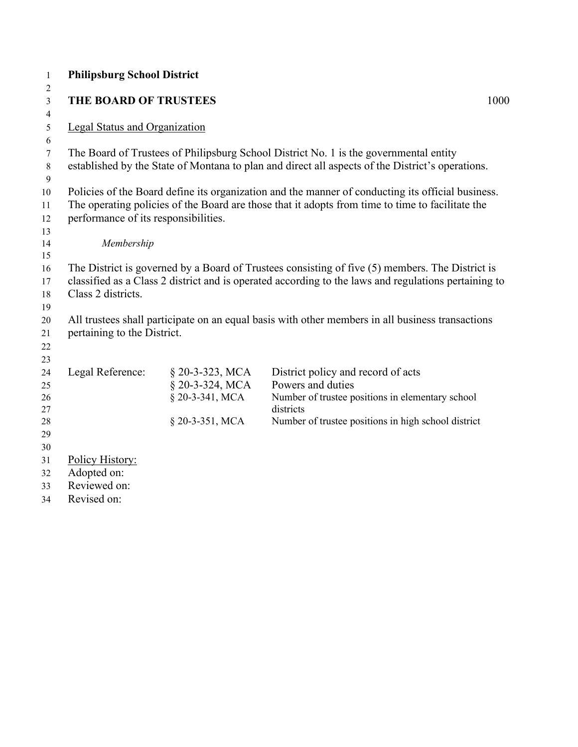**Philipsburg School District**

## THE BOARD OF TRUSTEES 1000

Legal Status and Organization

The Board of Trustees of Philipsburg School District No. 1 is the governmental entity established by the State of Montana to plan and direct all aspects of the District's operations.

Policies of the Board define its organization and the manner of conducting its official business. The operating policies of the Board are those that it adopts from time to time to facilitate the performance of its responsibilities.

*Membership*

The District is governed by a Board of Trustees consisting of five (5) members. The District is classified as a Class 2 district and is operated according to the laws and regulations pertaining to Class 2 districts.

All trustees shall participate on an equal basis with other members in all business transactions pertaining to the District.

| Legal Reference: | § 20-3-323, MCA | District policy and record of acts |
|---|---|---|
| | § 20-3-324, MCA | Powers and duties |
| | § 20-3-341, MCA | Number of trustee positions in elementary school districts |
| | § 20-3-351, MCA | Number of trustee positions in high school district |

Policy History:
Adopted on:
Reviewed on:
Revised on: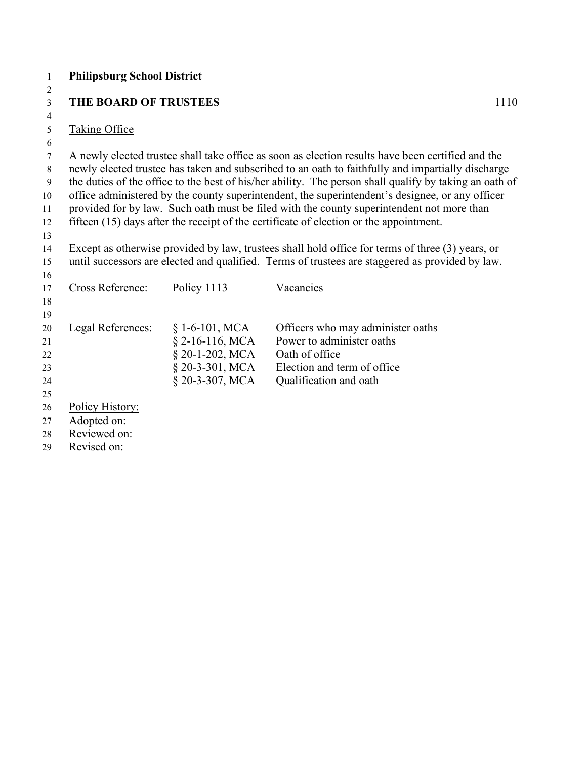**Philipsburg School District**

**THE BOARD OF TRUSTEES** 1110

Taking Office

A newly elected trustee shall take office as soon as election results have been certified and the newly elected trustee has taken and subscribed to an oath to faithfully and impartially discharge the duties of the office to the best of his/her ability. The person shall qualify by taking an oath of office administered by the county superintendent, the superintendent's designee, or any officer provided for by law. Such oath must be filed with the county superintendent not more than fifteen (15) days after the receipt of the certificate of election or the appointment.

Except as otherwise provided by law, trustees shall hold office for terms of three (3) years, or until successors are elected and qualified. Terms of trustees are staggered as provided by law.

| | | |
|---|---|---|
| Cross Reference: | Policy 1113 | Vacancies |
| | | |
| Legal References: | § 1-6-101, MCA | Officers who may administer oaths |
| | § 2-16-116, MCA | Power to administer oaths |
| | § 20-1-202, MCA | Oath of office |
| | § 20-3-301, MCA | Election and term of office |
| | § 20-3-307, MCA | Qualification and oath |

Policy History:
Adopted on:
Reviewed on:
Revised on: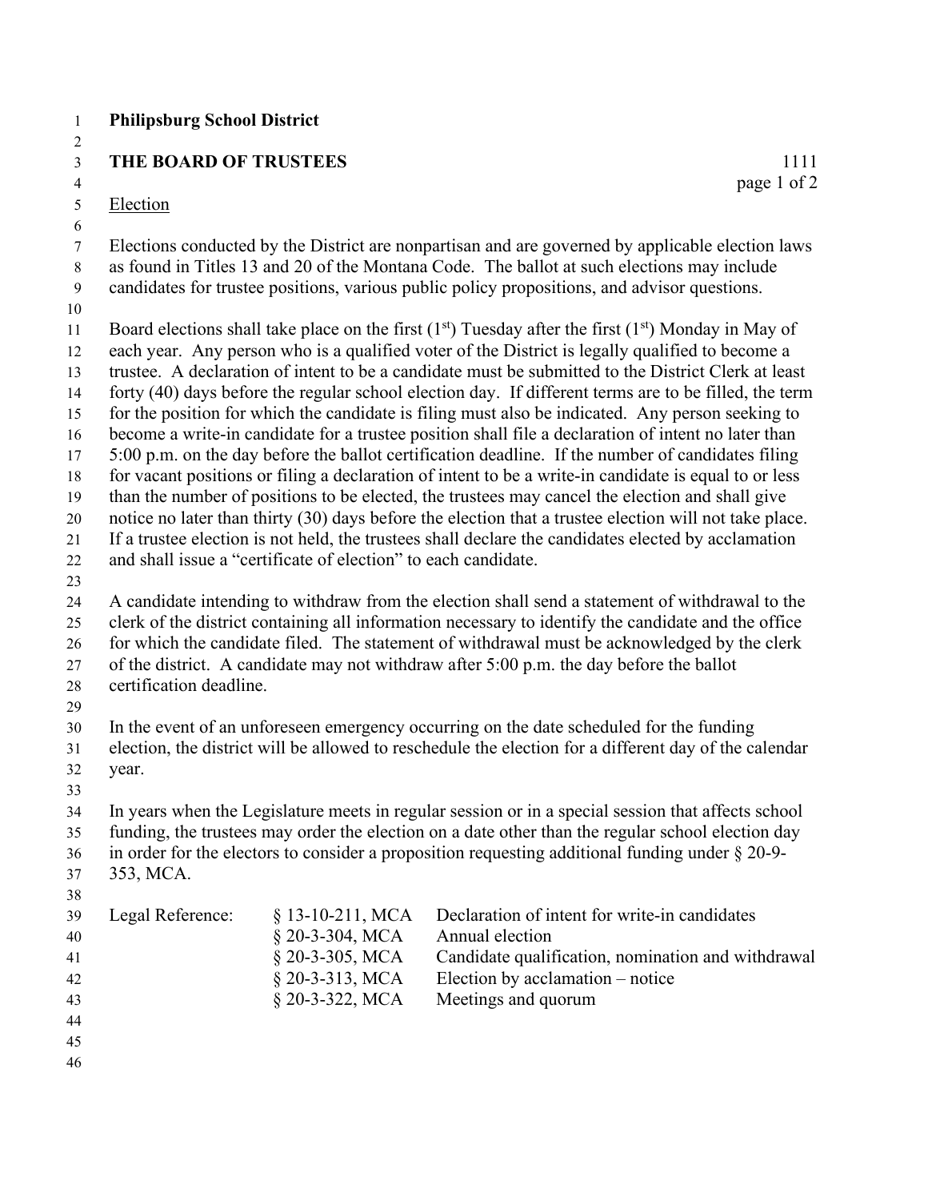**Philipsburg School District**

**THE BOARD OF TRUSTEES** 1111

Election

Elections conducted by the District are nonpartisan and are governed by applicable election laws as found in Titles 13 and 20 of the Montana Code. The ballot at such elections may include candidates for trustee positions, various public policy propositions, and advisor questions.

Board elections shall take place on the first (1st) Tuesday after the first (1st) Monday in May of each year. Any person who is a qualified voter of the District is legally qualified to become a trustee. A declaration of intent to be a candidate must be submitted to the District Clerk at least forty (40) days before the regular school election day. If different terms are to be filled, the term for the position for which the candidate is filing must also be indicated. Any person seeking to become a write-in candidate for a trustee position shall file a declaration of intent no later than 5:00 p.m. on the day before the ballot certification deadline. If the number of candidates filing for vacant positions or filing a declaration of intent to be a write-in candidate is equal to or less than the number of positions to be elected, the trustees may cancel the election and shall give notice no later than thirty (30) days before the election that a trustee election will not take place. If a trustee election is not held, the trustees shall declare the candidates elected by acclamation and shall issue a "certificate of election" to each candidate.

A candidate intending to withdraw from the election shall send a statement of withdrawal to the clerk of the district containing all information necessary to identify the candidate and the office for which the candidate filed. The statement of withdrawal must be acknowledged by the clerk of the district. A candidate may not withdraw after 5:00 p.m. the day before the ballot certification deadline.

In the event of an unforeseen emergency occurring on the date scheduled for the funding election, the district will be allowed to reschedule the election for a different day of the calendar year.

In years when the Legislature meets in regular session or in a special session that affects school funding, the trustees may order the election on a date other than the regular school election day in order for the electors to consider a proposition requesting additional funding under § 20-9-353, MCA.

| Legal Reference: | | |
|---|---|---|
| | § 13-10-211, MCA | Declaration of intent for write-in candidates |
| | § 20-3-304, MCA | Annual election |
| | § 20-3-305, MCA | Candidate qualification, nomination and withdrawal |
| | § 20-3-313, MCA | Election by acclamation – notice |
| | § 20-3-322, MCA | Meetings and quorum |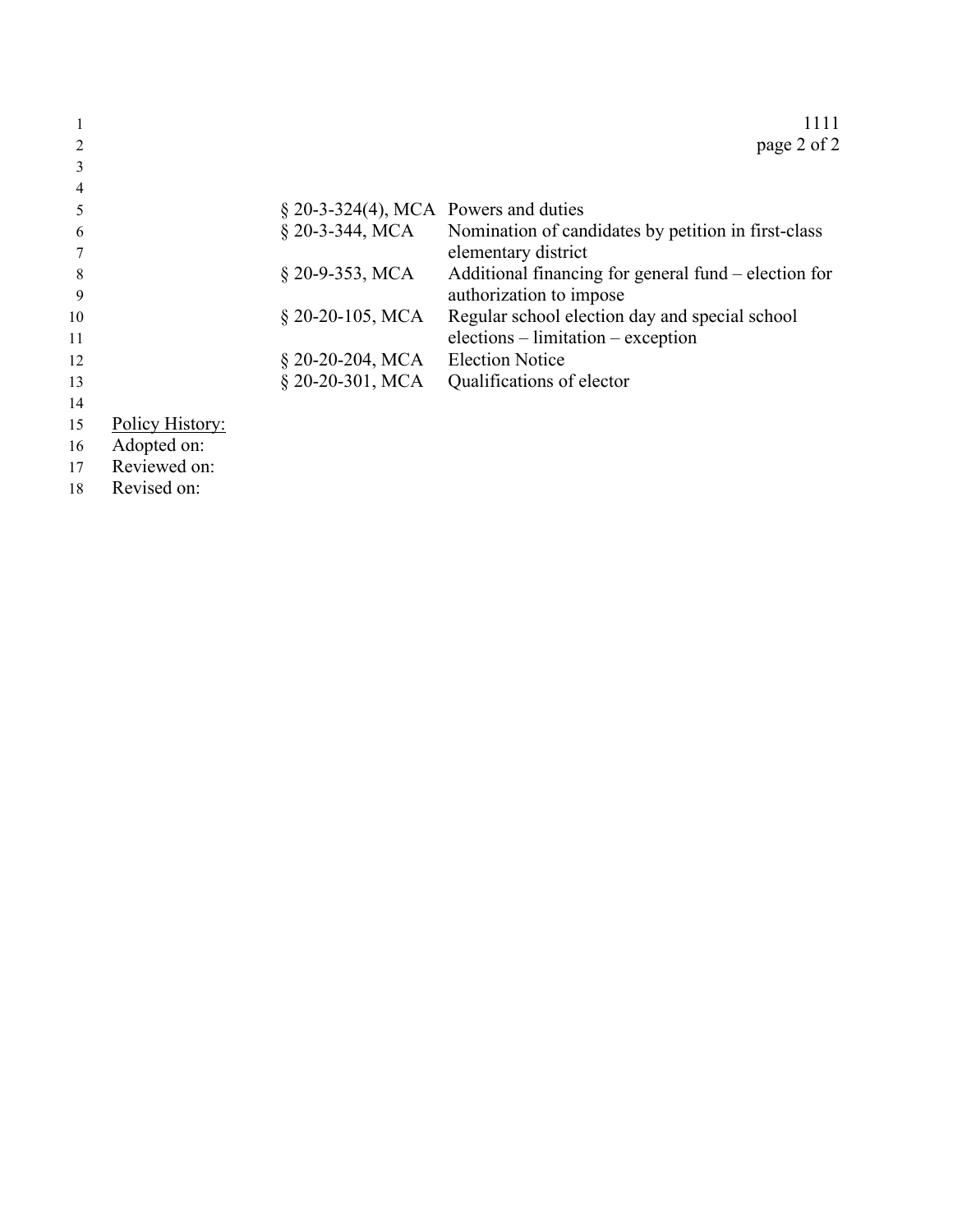| | |
|---|---|
| § 20-3-324(4), MCA | Powers and duties |
| § 20-3-344, MCA | Nomination of candidates by petition in first-class elementary district |
| § 20-9-353, MCA | Additional financing for general fund – election for authorization to impose |
| § 20-20-105, MCA | Regular school election day and special school elections – limitation – exception |
| § 20-20-204, MCA | Election Notice |
| § 20-20-301, MCA | Qualifications of elector |

Policy History:
Adopted on:
Reviewed on:
Revised on: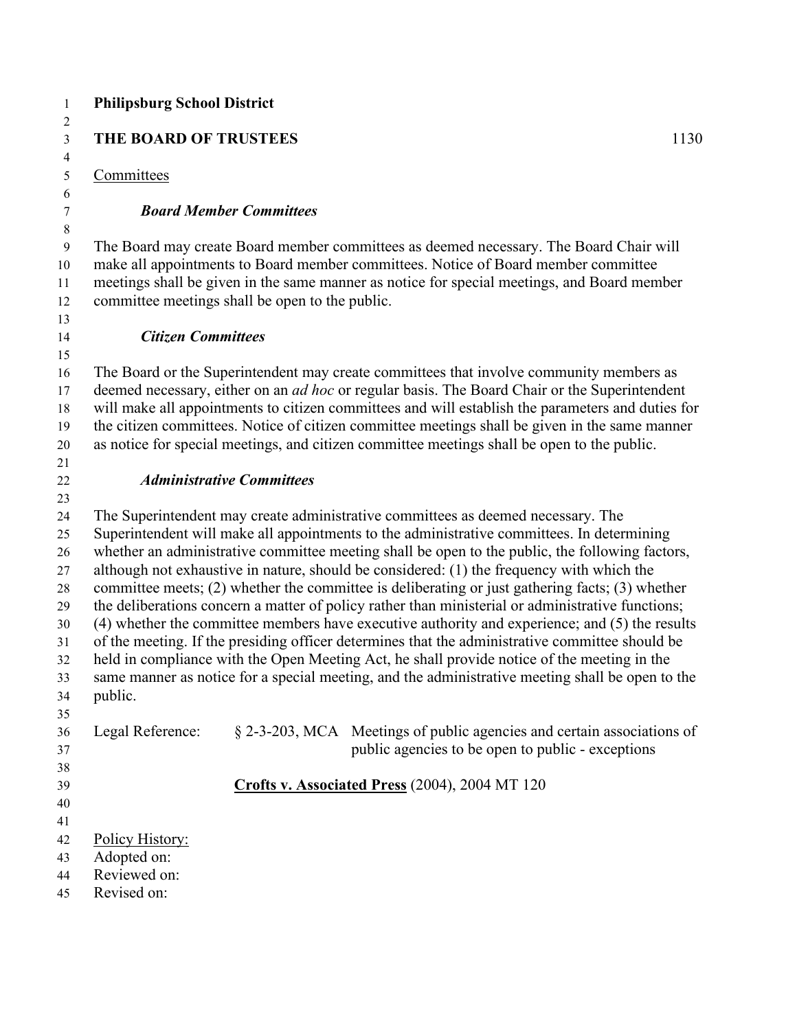**Philipsburg School District**

## THE BOARD OF TRUSTEES 1130

Committees

### *Board Member Committees*

The Board may create Board member committees as deemed necessary. The Board Chair will make all appointments to Board member committees. Notice of Board member committee meetings shall be given in the same manner as notice for special meetings, and Board member committee meetings shall be open to the public.

### *Citizen Committees*

The Board or the Superintendent may create committees that involve community members as deemed necessary, either on an *ad hoc* or regular basis. The Board Chair or the Superintendent will make all appointments to citizen committees and will establish the parameters and duties for the citizen committees. Notice of citizen committee meetings shall be given in the same manner as notice for special meetings, and citizen committee meetings shall be open to the public.

### *Administrative Committees*

The Superintendent may create administrative committees as deemed necessary. The Superintendent will make all appointments to the administrative committees. In determining whether an administrative committee meeting shall be open to the public, the following factors, although not exhaustive in nature, should be considered: (1) the frequency with which the committee meets; (2) whether the committee is deliberating or just gathering facts; (3) whether the deliberations concern a matter of policy rather than ministerial or administrative functions; (4) whether the committee members have executive authority and experience; and (5) the results of the meeting. If the presiding officer determines that the administrative committee should be held in compliance with the Open Meeting Act, he shall provide notice of the meeting in the same manner as notice for a special meeting, and the administrative meeting shall be open to the public.

Legal Reference: § 2-3-203, MCA Meetings of public agencies and certain associations of public agencies to be open to public - exceptions

**Crofts v. Associated Press** (2004), 2004 MT 120

Policy History:
Adopted on:
Reviewed on:
Revised on: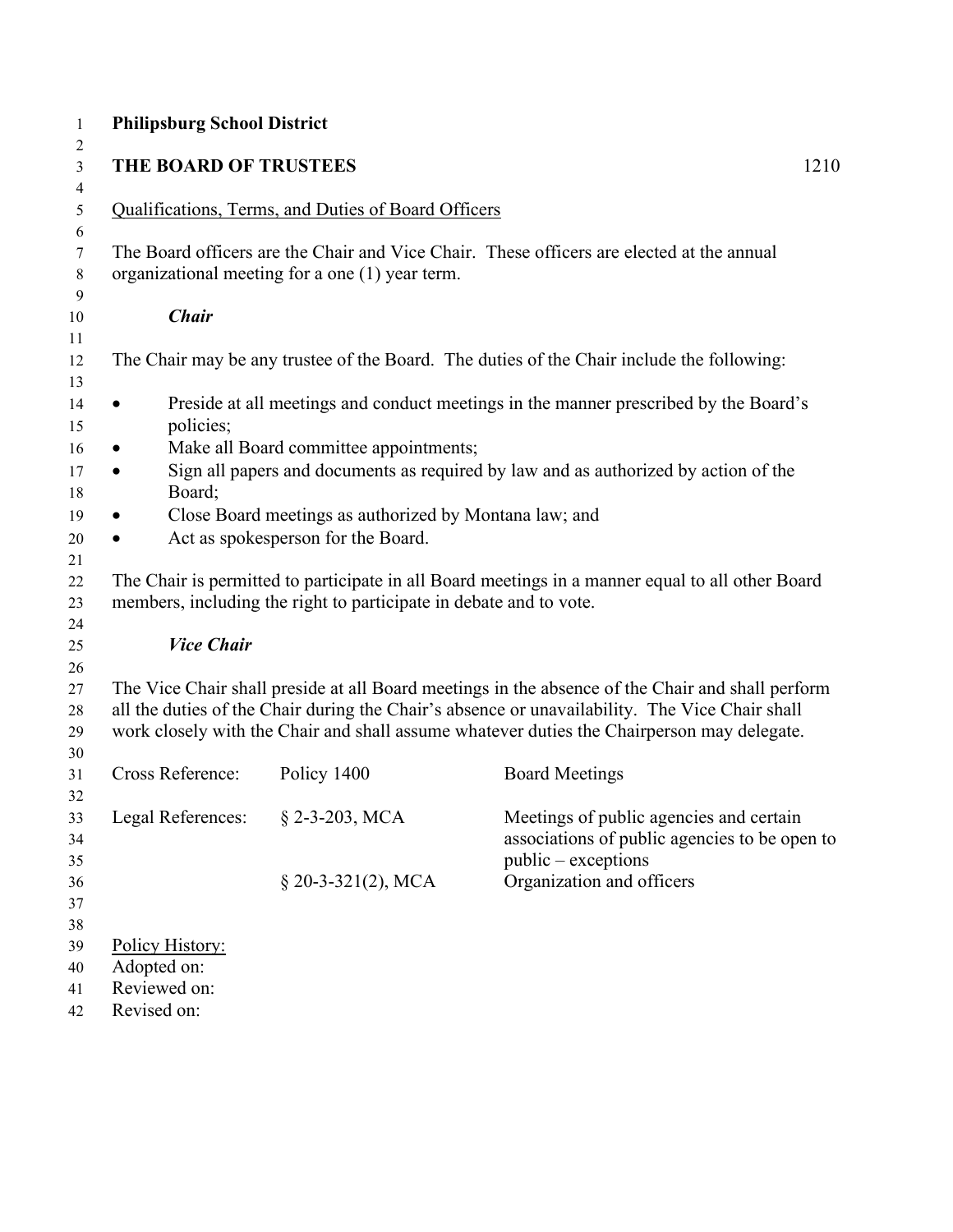**Philipsburg School District**

## THE BOARD OF TRUSTEES 1210

<u>Qualifications, Terms, and Duties of Board Officers</u>

The Board officers are the Chair and Vice Chair. These officers are elected at the annual organizational meeting for a one (1) year term.

### ***Chair***

The Chair may be any trustee of the Board. The duties of the Chair include the following:

- Preside at all meetings and conduct meetings in the manner prescribed by the Board's policies;
- Make all Board committee appointments;
- Sign all papers and documents as required by law and as authorized by action of the Board;
- Close Board meetings as authorized by Montana law; and
- Act as spokesperson for the Board.

The Chair is permitted to participate in all Board meetings in a manner equal to all other Board members, including the right to participate in debate and to vote.

### ***Vice Chair***

The Vice Chair shall preside at all Board meetings in the absence of the Chair and shall perform all the duties of the Chair during the Chair's absence or unavailability. The Vice Chair shall work closely with the Chair and shall assume whatever duties the Chairperson may delegate.

| | | |
|---|---|---|
| Cross Reference: | Policy 1400 | Board Meetings |
| Legal References: | § 2-3-203, MCA | Meetings of public agencies and certain associations of public agencies to be open to public – exceptions |
| | § 20-3-321(2), MCA | Organization and officers |

<u>Policy History:</u>
Adopted on:
Reviewed on:
Revised on: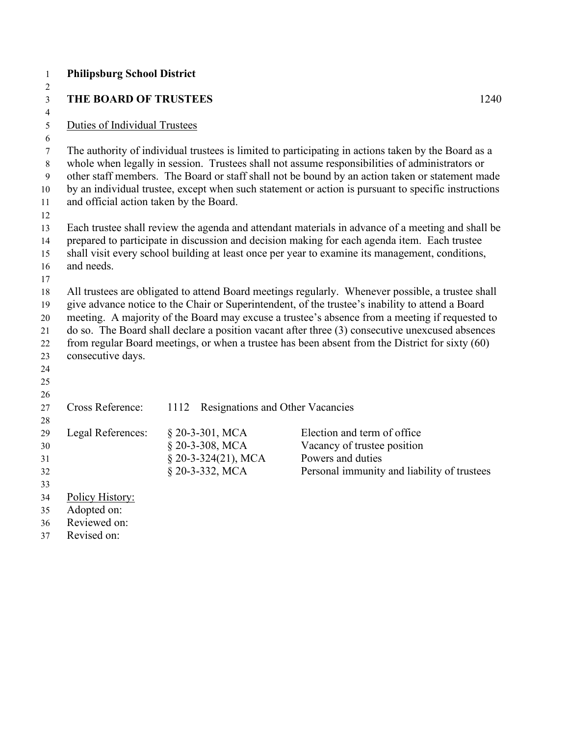**Philipsburg School District**

## THE BOARD OF TRUSTEES 1240

Duties of Individual Trustees

The authority of individual trustees is limited to participating in actions taken by the Board as a whole when legally in session. Trustees shall not assume responsibilities of administrators or other staff members. The Board or staff shall not be bound by an action taken or statement made by an individual trustee, except when such statement or action is pursuant to specific instructions and official action taken by the Board.

Each trustee shall review the agenda and attendant materials in advance of a meeting and shall be prepared to participate in discussion and decision making for each agenda item. Each trustee shall visit every school building at least once per year to examine its management, conditions, and needs.

All trustees are obligated to attend Board meetings regularly. Whenever possible, a trustee shall give advance notice to the Chair or Superintendent, of the trustee's inability to attend a Board meeting. A majority of the Board may excuse a trustee's absence from a meeting if requested to do so. The Board shall declare a position vacant after three (3) consecutive unexcused absences from regular Board meetings, or when a trustee has been absent from the District for sixty (60) consecutive days.

| | | |
|---|---|---|
| Cross Reference: | 1112 Resignations and Other Vacancies | |
| Legal References: | § 20-3-301, MCA | Election and term of office |
| | § 20-3-308, MCA | Vacancy of trustee position |
| | § 20-3-324(21), MCA | Powers and duties |
| | § 20-3-332, MCA | Personal immunity and liability of trustees |

Policy History:
Adopted on:
Reviewed on:
Revised on: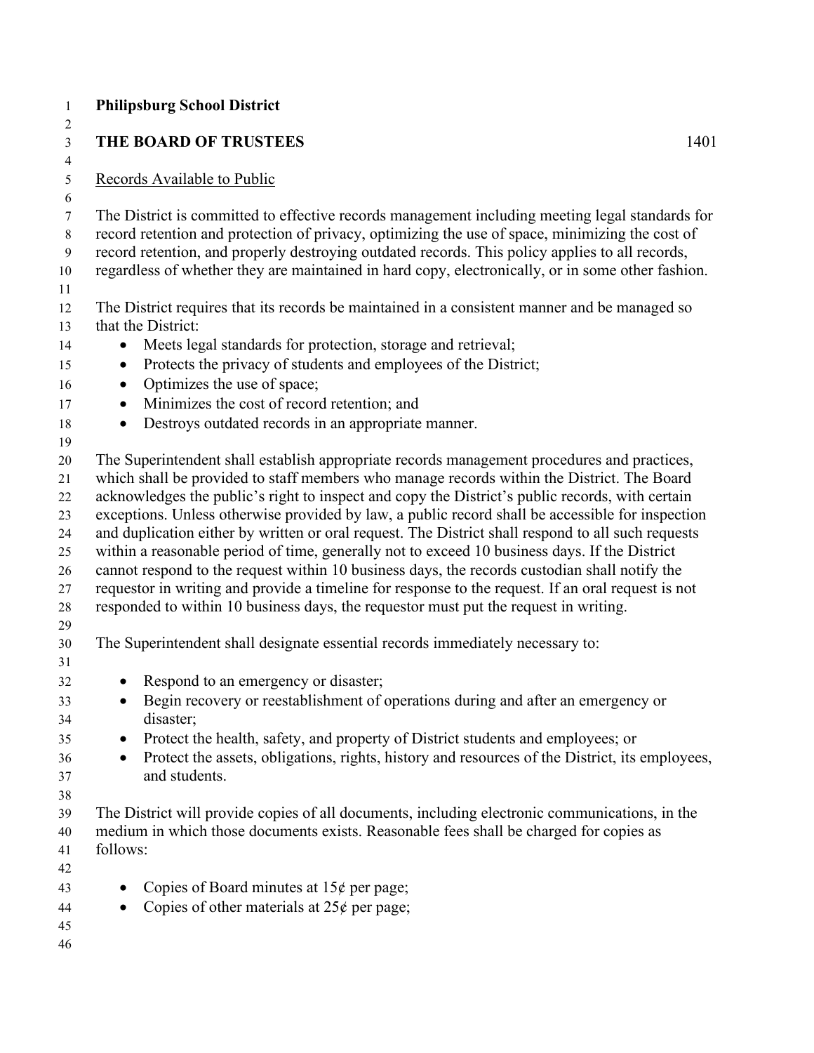**Philipsburg School District**

**THE BOARD OF TRUSTEES** 1401

Records Available to Public

The District is committed to effective records management including meeting legal standards for record retention and protection of privacy, optimizing the use of space, minimizing the cost of record retention, and properly destroying outdated records. This policy applies to all records, regardless of whether they are maintained in hard copy, electronically, or in some other fashion.

The District requires that its records be maintained in a consistent manner and be managed so that the District:

- Meets legal standards for protection, storage and retrieval;
- Protects the privacy of students and employees of the District;
- Optimizes the use of space;
- Minimizes the cost of record retention; and
- Destroys outdated records in an appropriate manner.

The Superintendent shall establish appropriate records management procedures and practices, which shall be provided to staff members who manage records within the District. The Board acknowledges the public's right to inspect and copy the District's public records, with certain exceptions. Unless otherwise provided by law, a public record shall be accessible for inspection and duplication either by written or oral request. The District shall respond to all such requests within a reasonable period of time, generally not to exceed 10 business days. If the District cannot respond to the request within 10 business days, the records custodian shall notify the requestor in writing and provide a timeline for response to the request. If an oral request is not responded to within 10 business days, the requestor must put the request in writing.

The Superintendent shall designate essential records immediately necessary to:

- Respond to an emergency or disaster;
- Begin recovery or reestablishment of operations during and after an emergency or disaster;
- Protect the health, safety, and property of District students and employees; or
- Protect the assets, obligations, rights, history and resources of the District, its employees, and students.

The District will provide copies of all documents, including electronic communications, in the medium in which those documents exists. Reasonable fees shall be charged for copies as follows:

- Copies of Board minutes at 15¢ per page;
- Copies of other materials at 25¢ per page;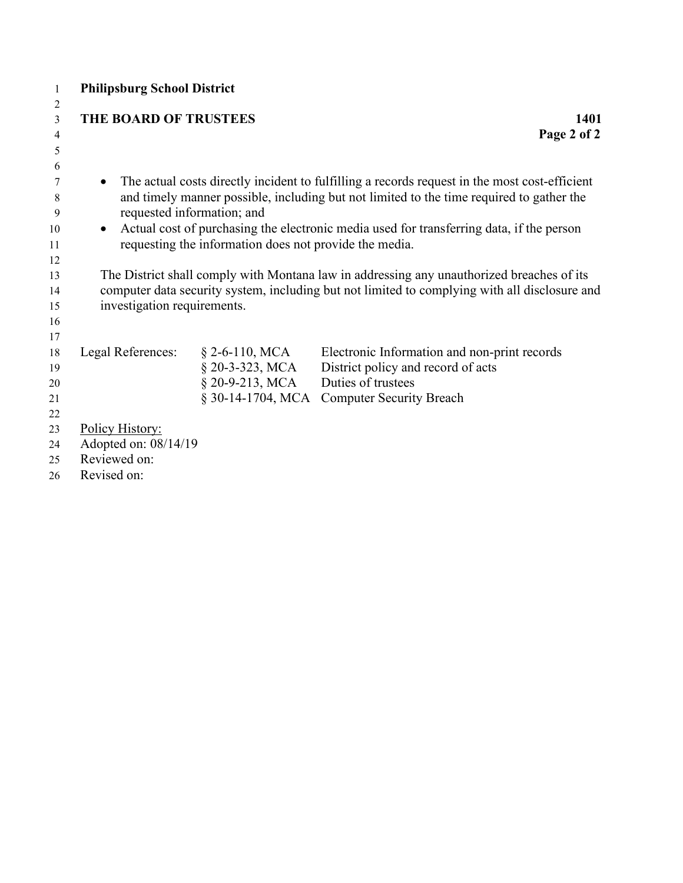- The actual costs directly incident to fulfilling a records request in the most cost-efficient and timely manner possible, including but not limited to the time required to gather the requested information; and
- Actual cost of purchasing the electronic media used for transferring data, if the person requesting the information does not provide the media.

The District shall comply with Montana law in addressing any unauthorized breaches of its computer data security system, including but not limited to complying with all disclosure and investigation requirements.

| Legal References: | § 2-6-110, MCA | Electronic Information and non-print records |
|---|---|---|
| | § 20-3-323, MCA | District policy and record of acts |
| | § 20-9-213, MCA | Duties of trustees |
| | § 30-14-1704, MCA | Computer Security Breach |

Policy History:
Adopted on: 08/14/19
Reviewed on:
Revised on: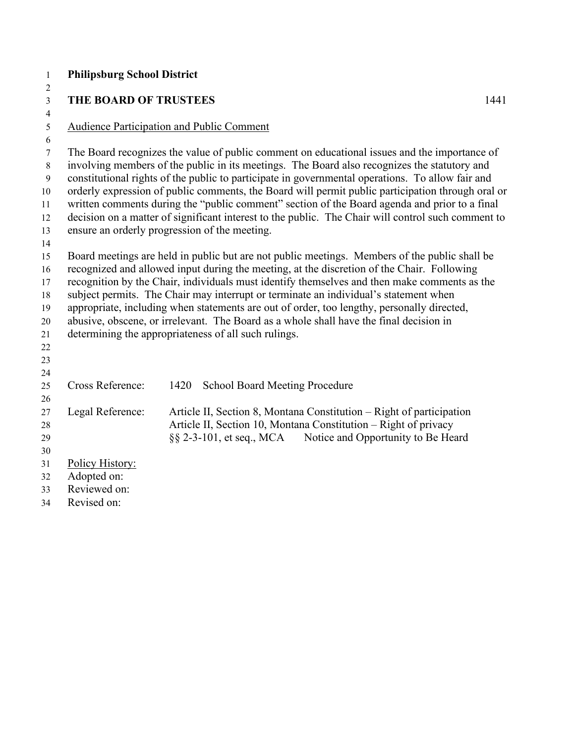**Philipsburg School District**

**THE BOARD OF TRUSTEES** 1441

Audience Participation and Public Comment

The Board recognizes the value of public comment on educational issues and the importance of involving members of the public in its meetings. The Board also recognizes the statutory and constitutional rights of the public to participate in governmental operations. To allow fair and orderly expression of public comments, the Board will permit public participation through oral or written comments during the "public comment" section of the Board agenda and prior to a final decision on a matter of significant interest to the public. The Chair will control such comment to ensure an orderly progression of the meeting.

Board meetings are held in public but are not public meetings. Members of the public shall be recognized and allowed input during the meeting, at the discretion of the Chair. Following recognition by the Chair, individuals must identify themselves and then make comments as the subject permits. The Chair may interrupt or terminate an individual's statement when appropriate, including when statements are out of order, too lengthy, personally directed, abusive, obscene, or irrelevant. The Board as a whole shall have the final decision in determining the appropriateness of all such rulings.

Cross Reference: 1420 School Board Meeting Procedure

Legal Reference: Article II, Section 8, Montana Constitution – Right of participation
Article II, Section 10, Montana Constitution – Right of privacy
§§ 2-3-101, et seq., MCA Notice and Opportunity to Be Heard

Policy History:
Adopted on:
Reviewed on:
Revised on: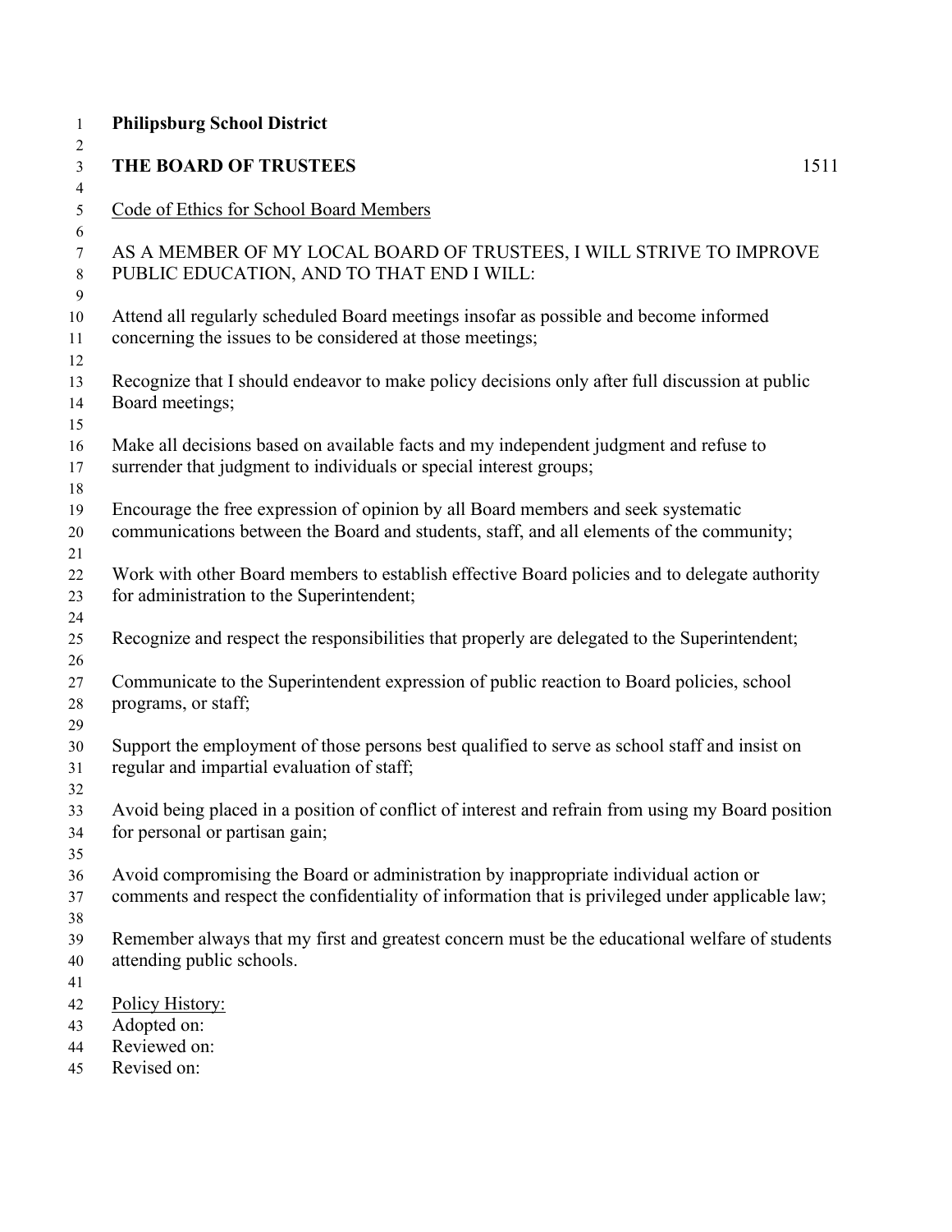**Philipsburg School District**

## THE BOARD OF TRUSTEES 1511

Code of Ethics for School Board Members

AS A MEMBER OF MY LOCAL BOARD OF TRUSTEES, I WILL STRIVE TO IMPROVE PUBLIC EDUCATION, AND TO THAT END I WILL:

Attend all regularly scheduled Board meetings insofar as possible and become informed concerning the issues to be considered at those meetings;

Recognize that I should endeavor to make policy decisions only after full discussion at public Board meetings;

Make all decisions based on available facts and my independent judgment and refuse to surrender that judgment to individuals or special interest groups;

Encourage the free expression of opinion by all Board members and seek systematic communications between the Board and students, staff, and all elements of the community;

Work with other Board members to establish effective Board policies and to delegate authority for administration to the Superintendent;

Recognize and respect the responsibilities that properly are delegated to the Superintendent;

Communicate to the Superintendent expression of public reaction to Board policies, school programs, or staff;

Support the employment of those persons best qualified to serve as school staff and insist on regular and impartial evaluation of staff;

Avoid being placed in a position of conflict of interest and refrain from using my Board position for personal or partisan gain;

Avoid compromising the Board or administration by inappropriate individual action or comments and respect the confidentiality of information that is privileged under applicable law;

Remember always that my first and greatest concern must be the educational welfare of students attending public schools.

Policy History:
Adopted on:
Reviewed on:
Revised on: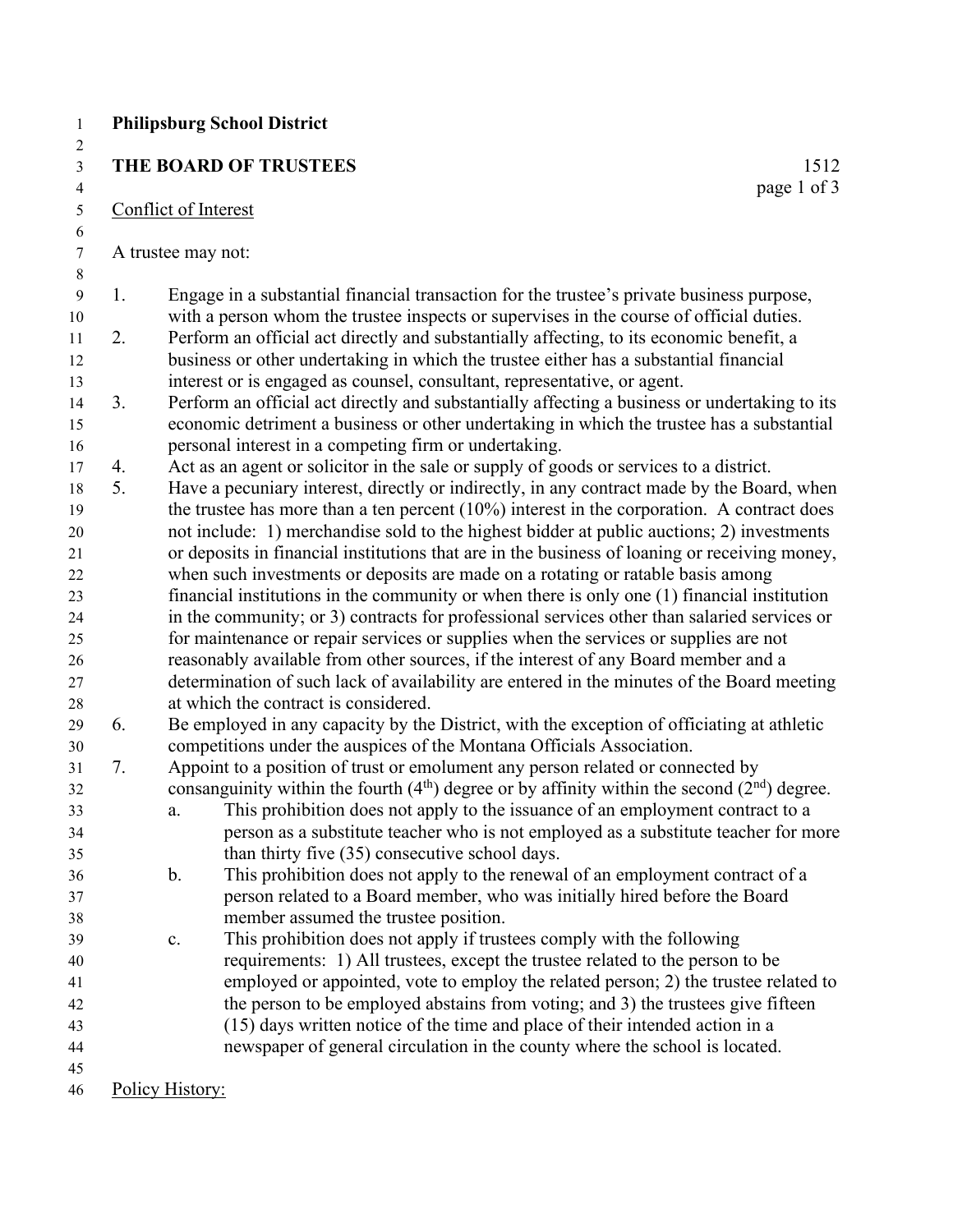**Philipsburg School District**

**THE BOARD OF TRUSTEES** 1512

Conflict of Interest

A trustee may not:

1. Engage in a substantial financial transaction for the trustee's private business purpose, with a person whom the trustee inspects or supervises in the course of official duties.
2. Perform an official act directly and substantially affecting, to its economic benefit, a business or other undertaking in which the trustee either has a substantial financial interest or is engaged as counsel, consultant, representative, or agent.
3. Perform an official act directly and substantially affecting a business or undertaking to its economic detriment a business or other undertaking in which the trustee has a substantial personal interest in a competing firm or undertaking.
4. Act as an agent or solicitor in the sale or supply of goods or services to a district.
5. Have a pecuniary interest, directly or indirectly, in any contract made by the Board, when the trustee has more than a ten percent (10%) interest in the corporation. A contract does not include: 1) merchandise sold to the highest bidder at public auctions; 2) investments or deposits in financial institutions that are in the business of loaning or receiving money, when such investments or deposits are made on a rotating or ratable basis among financial institutions in the community or when there is only one (1) financial institution in the community; or 3) contracts for professional services other than salaried services or for maintenance or repair services or supplies when the services or supplies are not reasonably available from other sources, if the interest of any Board member and a determination of such lack of availability are entered in the minutes of the Board meeting at which the contract is considered.
6. Be employed in any capacity by the District, with the exception of officiating at athletic competitions under the auspices of the Montana Officials Association.
7. Appoint to a position of trust or emolument any person related or connected by consanguinity within the fourth (4th) degree or by affinity within the second (2nd) degree.
   a. This prohibition does not apply to the issuance of an employment contract to a person as a substitute teacher who is not employed as a substitute teacher for more than thirty five (35) consecutive school days.
   b. This prohibition does not apply to the renewal of an employment contract of a person related to a Board member, who was initially hired before the Board member assumed the trustee position.
   c. This prohibition does not apply if trustees comply with the following requirements: 1) All trustees, except the trustee related to the person to be employed or appointed, vote to employ the related person; 2) the trustee related to the person to be employed abstains from voting; and 3) the trustees give fifteen (15) days written notice of the time and place of their intended action in a newspaper of general circulation in the county where the school is located.

Policy History: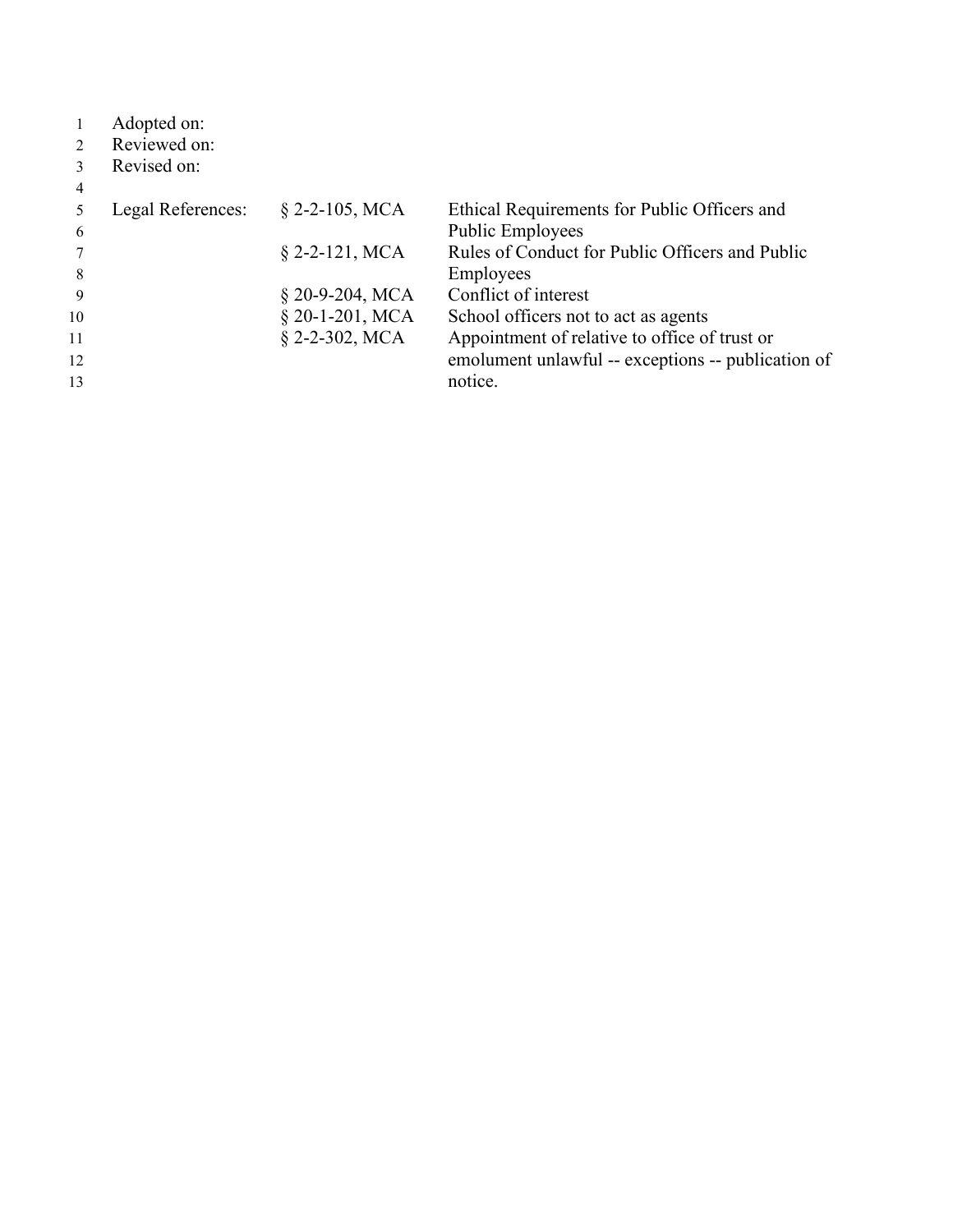Adopted on:
Reviewed on:
Revised on:

| Legal References: | § 2-2-105, MCA | Ethical Requirements for Public Officers and Public Employees |
| --- | --- | --- |
| | § 2-2-121, MCA | Rules of Conduct for Public Officers and Public Employees |
| | § 20-9-204, MCA | Conflict of interest |
| | § 20-1-201, MCA | School officers not to act as agents |
| | § 2-2-302, MCA | Appointment of relative to office of trust or emolument unlawful -- exceptions -- publication of notice. |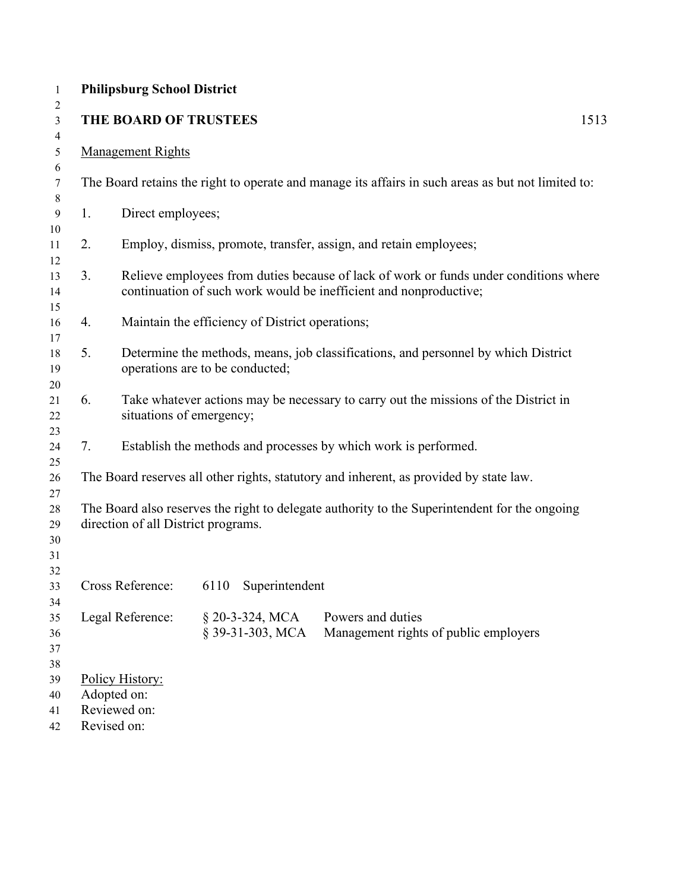**Philipsburg School District**

**THE BOARD OF TRUSTEES** 1513

Management Rights

The Board retains the right to operate and manage its affairs in such areas as but not limited to:

1. Direct employees;

2. Employ, dismiss, promote, transfer, assign, and retain employees;

3. Relieve employees from duties because of lack of work or funds under conditions where continuation of such work would be inefficient and nonproductive;

4. Maintain the efficiency of District operations;

5. Determine the methods, means, job classifications, and personnel by which District operations are to be conducted;

6. Take whatever actions may be necessary to carry out the missions of the District in situations of emergency;

7. Establish the methods and processes by which work is performed.

The Board reserves all other rights, statutory and inherent, as provided by state law.

The Board also reserves the right to delegate authority to the Superintendent for the ongoing direction of all District programs.

| | | |
|---|---|---|
| Cross Reference: | 6110 | Superintendent |
| Legal Reference: | § 20-3-324, MCA | Powers and duties |
| | § 39-31-303, MCA | Management rights of public employers |

Policy History:
Adopted on:
Reviewed on:
Revised on: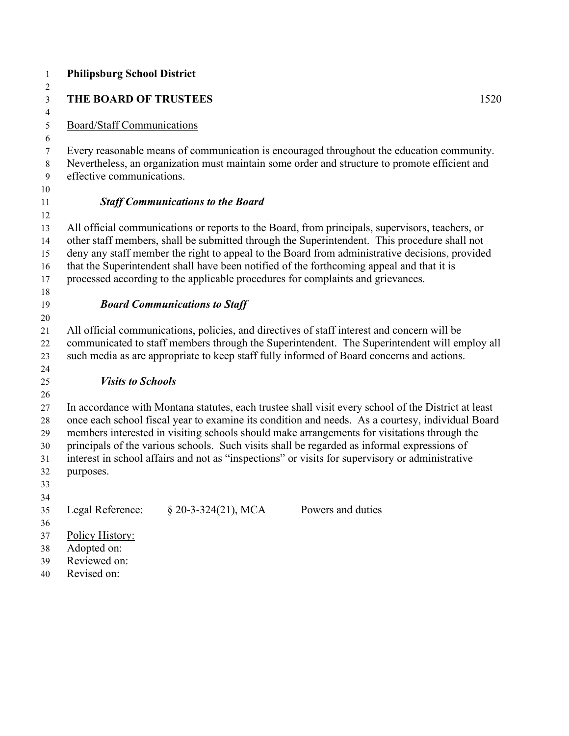**Philipsburg School District**

**THE BOARD OF TRUSTEES** 1520

Board/Staff Communications

Every reasonable means of communication is encouraged throughout the education community. Nevertheless, an organization must maintain some order and structure to promote efficient and effective communications.

***Staff Communications to the Board***

All official communications or reports to the Board, from principals, supervisors, teachers, or other staff members, shall be submitted through the Superintendent. This procedure shall not deny any staff member the right to appeal to the Board from administrative decisions, provided that the Superintendent shall have been notified of the forthcoming appeal and that it is processed according to the applicable procedures for complaints and grievances.

***Board Communications to Staff***

All official communications, policies, and directives of staff interest and concern will be communicated to staff members through the Superintendent. The Superintendent will employ all such media as are appropriate to keep staff fully informed of Board concerns and actions.

***Visits to Schools***

In accordance with Montana statutes, each trustee shall visit every school of the District at least once each school fiscal year to examine its condition and needs. As a courtesy, individual Board members interested in visiting schools should make arrangements for visitations through the principals of the various schools. Such visits shall be regarded as informal expressions of interest in school affairs and not as "inspections" or visits for supervisory or administrative purposes.

Legal Reference: § 20-3-324(21), MCA Powers and duties

Policy History:
Adopted on:
Reviewed on:
Revised on: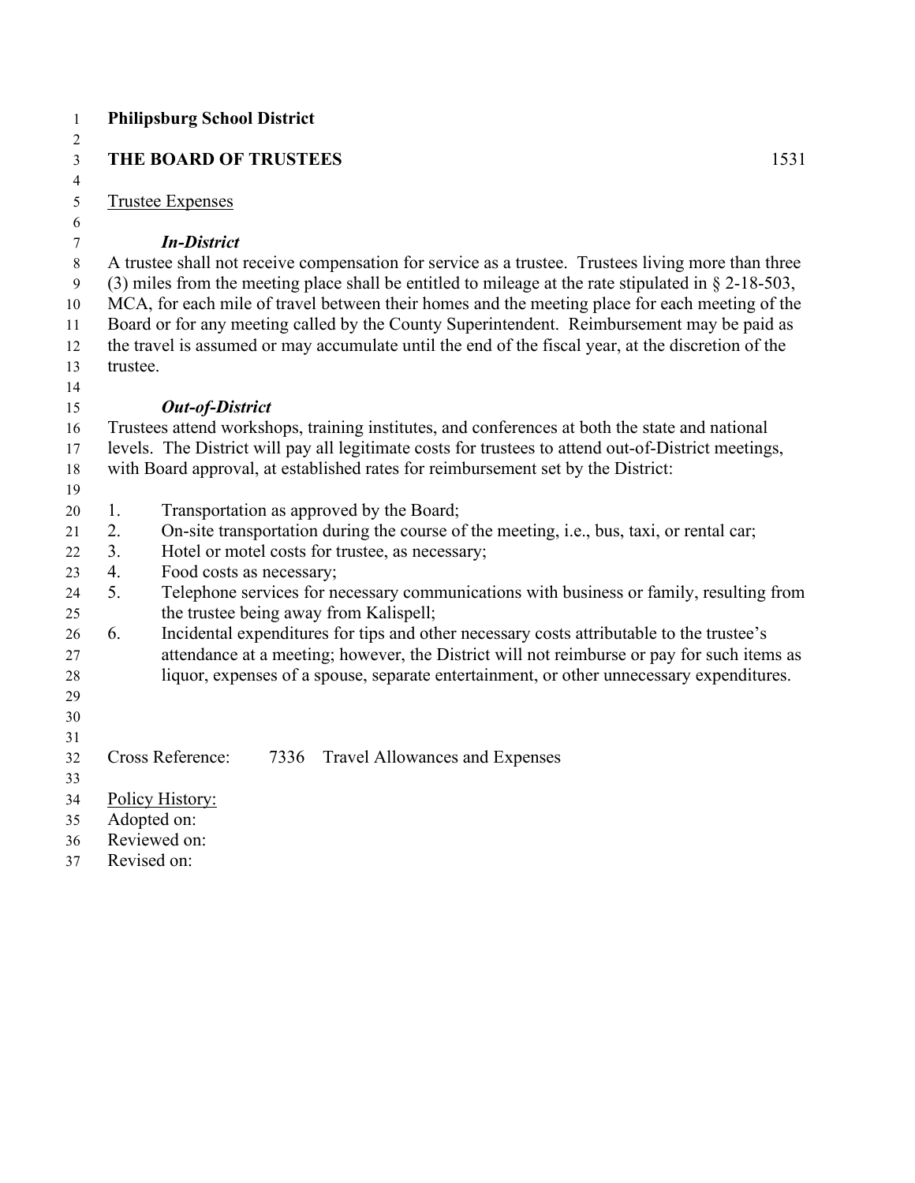**Philipsburg School District**

**THE BOARD OF TRUSTEES** 1531

Trustee Expenses

***In-District***

A trustee shall not receive compensation for service as a trustee. Trustees living more than three (3) miles from the meeting place shall be entitled to mileage at the rate stipulated in § 2-18-503, MCA, for each mile of travel between their homes and the meeting place for each meeting of the Board or for any meeting called by the County Superintendent. Reimbursement may be paid as the travel is assumed or may accumulate until the end of the fiscal year, at the discretion of the trustee.

***Out-of-District***

Trustees attend workshops, training institutes, and conferences at both the state and national levels. The District will pay all legitimate costs for trustees to attend out-of-District meetings, with Board approval, at established rates for reimbursement set by the District:

1. Transportation as approved by the Board;
2. On-site transportation during the course of the meeting, i.e., bus, taxi, or rental car;
3. Hotel or motel costs for trustee, as necessary;
4. Food costs as necessary;
5. Telephone services for necessary communications with business or family, resulting from the trustee being away from Kalispell;
6. Incidental expenditures for tips and other necessary costs attributable to the trustee's attendance at a meeting; however, the District will not reimburse or pay for such items as liquor, expenses of a spouse, separate entertainment, or other unnecessary expenditures.

Cross Reference: 7336 Travel Allowances and Expenses

Policy History:
Adopted on:
Reviewed on:
Revised on: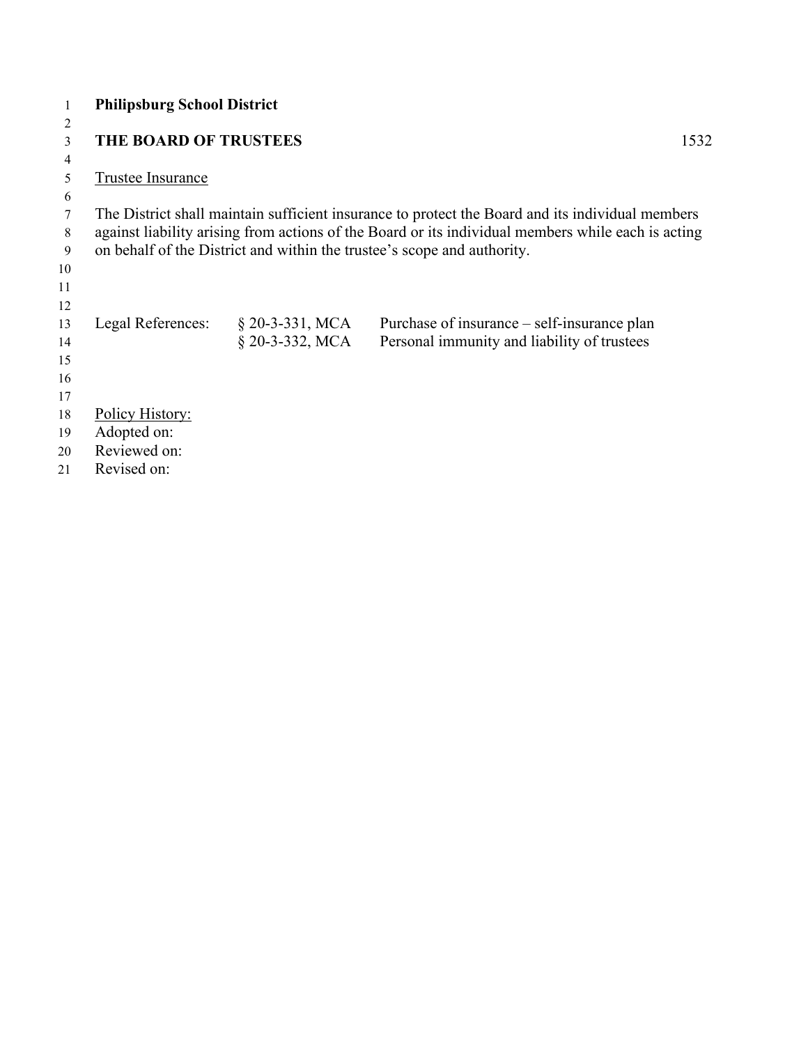**Philipsburg School District**

## THE BOARD OF TRUSTEES 1532

<u>Trustee Insurance</u>

The District shall maintain sufficient insurance to protect the Board and its individual members against liability arising from actions of the Board or its individual members while each is acting on behalf of the District and within the trustee's scope and authority.

| Legal References: | § 20-3-331, MCA | Purchase of insurance – self-insurance plan |
|---|---|---|
| | § 20-3-332, MCA | Personal immunity and liability of trustees |

<u>Policy History:</u>
Adopted on:
Reviewed on:
Revised on: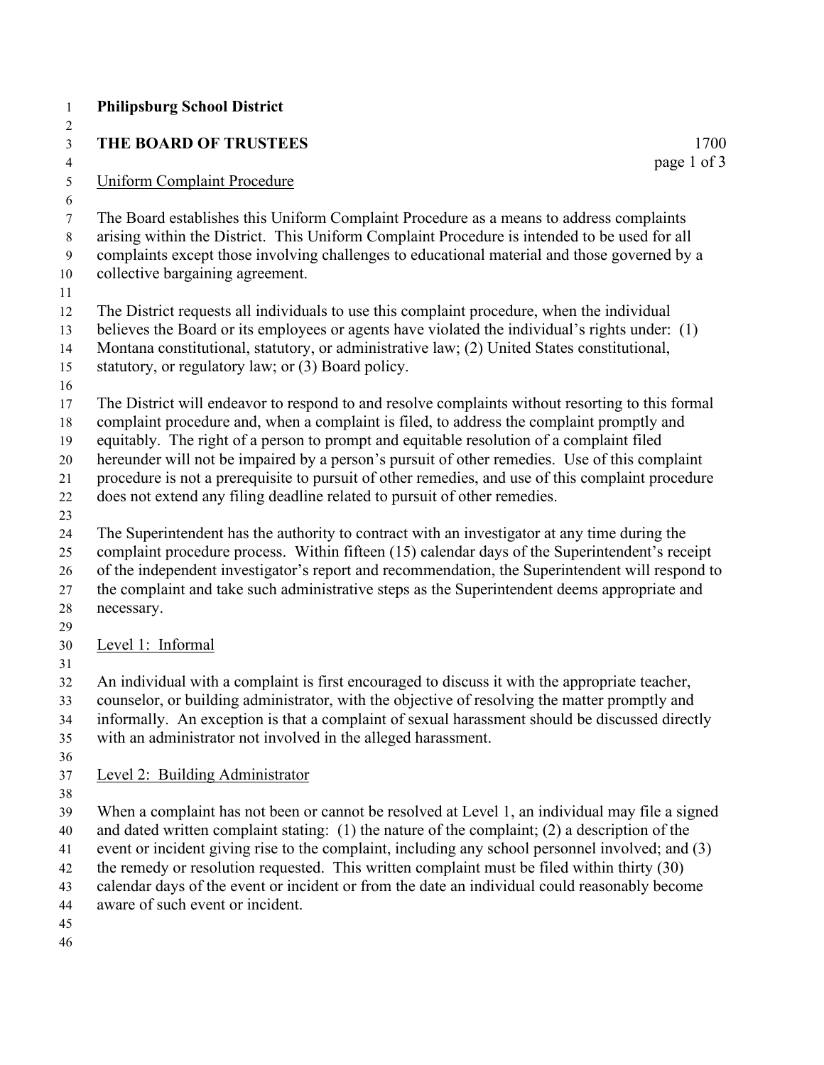**Philipsburg School District**

**THE BOARD OF TRUSTEES** 1700

## Uniform Complaint Procedure

The Board establishes this Uniform Complaint Procedure as a means to address complaints arising within the District. This Uniform Complaint Procedure is intended to be used for all complaints except those involving challenges to educational material and those governed by a collective bargaining agreement.

The District requests all individuals to use this complaint procedure, when the individual believes the Board or its employees or agents have violated the individual's rights under: (1) Montana constitutional, statutory, or administrative law; (2) United States constitutional, statutory, or regulatory law; or (3) Board policy.

The District will endeavor to respond to and resolve complaints without resorting to this formal complaint procedure and, when a complaint is filed, to address the complaint promptly and equitably. The right of a person to prompt and equitable resolution of a complaint filed hereunder will not be impaired by a person's pursuit of other remedies. Use of this complaint procedure is not a prerequisite to pursuit of other remedies, and use of this complaint procedure does not extend any filing deadline related to pursuit of other remedies.

The Superintendent has the authority to contract with an investigator at any time during the complaint procedure process. Within fifteen (15) calendar days of the Superintendent's receipt of the independent investigator's report and recommendation, the Superintendent will respond to the complaint and take such administrative steps as the Superintendent deems appropriate and necessary.

### Level 1: Informal

An individual with a complaint is first encouraged to discuss it with the appropriate teacher, counselor, or building administrator, with the objective of resolving the matter promptly and informally. An exception is that a complaint of sexual harassment should be discussed directly with an administrator not involved in the alleged harassment.

### Level 2: Building Administrator

When a complaint has not been or cannot be resolved at Level 1, an individual may file a signed and dated written complaint stating: (1) the nature of the complaint; (2) a description of the event or incident giving rise to the complaint, including any school personnel involved; and (3) the remedy or resolution requested. This written complaint must be filed within thirty (30) calendar days of the event or incident or from the date an individual could reasonably become aware of such event or incident.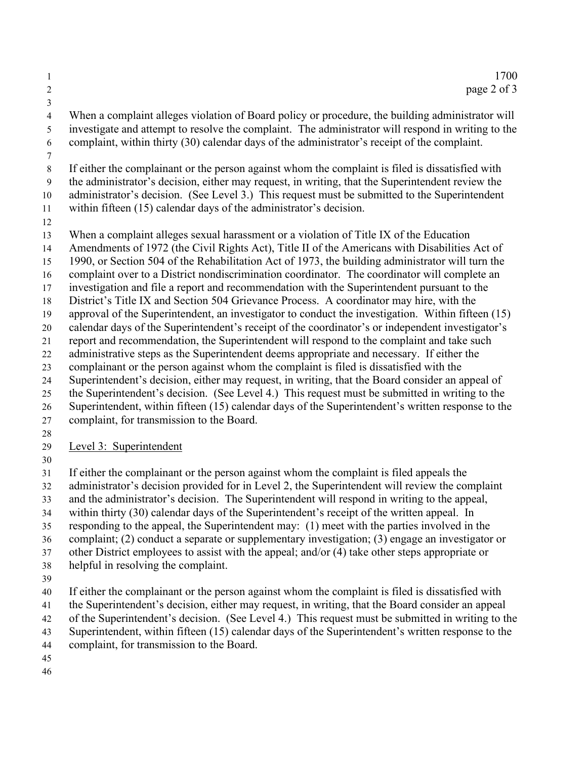When a complaint alleges violation of Board policy or procedure, the building administrator will investigate and attempt to resolve the complaint. The administrator will respond in writing to the complaint, within thirty (30) calendar days of the administrator's receipt of the complaint.

If either the complainant or the person against whom the complaint is filed is dissatisfied with the administrator's decision, either may request, in writing, that the Superintendent review the administrator's decision. (See Level 3.) This request must be submitted to the Superintendent within fifteen (15) calendar days of the administrator's decision.

When a complaint alleges sexual harassment or a violation of Title IX of the Education Amendments of 1972 (the Civil Rights Act), Title II of the Americans with Disabilities Act of 1990, or Section 504 of the Rehabilitation Act of 1973, the building administrator will turn the complaint over to a District nondiscrimination coordinator. The coordinator will complete an investigation and file a report and recommendation with the Superintendent pursuant to the District's Title IX and Section 504 Grievance Process. A coordinator may hire, with the approval of the Superintendent, an investigator to conduct the investigation. Within fifteen (15) calendar days of the Superintendent's receipt of the coordinator's or independent investigator's report and recommendation, the Superintendent will respond to the complaint and take such administrative steps as the Superintendent deems appropriate and necessary. If either the complainant or the person against whom the complaint is filed is dissatisfied with the Superintendent's decision, either may request, in writing, that the Board consider an appeal of the Superintendent's decision. (See Level 4.) This request must be submitted in writing to the Superintendent, within fifteen (15) calendar days of the Superintendent's written response to the complaint, for transmission to the Board.

<u>Level 3: Superintendent</u>

If either the complainant or the person against whom the complaint is filed appeals the administrator's decision provided for in Level 2, the Superintendent will review the complaint and the administrator's decision. The Superintendent will respond in writing to the appeal, within thirty (30) calendar days of the Superintendent's receipt of the written appeal. In responding to the appeal, the Superintendent may: (1) meet with the parties involved in the complaint; (2) conduct a separate or supplementary investigation; (3) engage an investigator or other District employees to assist with the appeal; and/or (4) take other steps appropriate or helpful in resolving the complaint.

If either the complainant or the person against whom the complaint is filed is dissatisfied with the Superintendent's decision, either may request, in writing, that the Board consider an appeal of the Superintendent's decision. (See Level 4.) This request must be submitted in writing to the Superintendent, within fifteen (15) calendar days of the Superintendent's written response to the complaint, for transmission to the Board.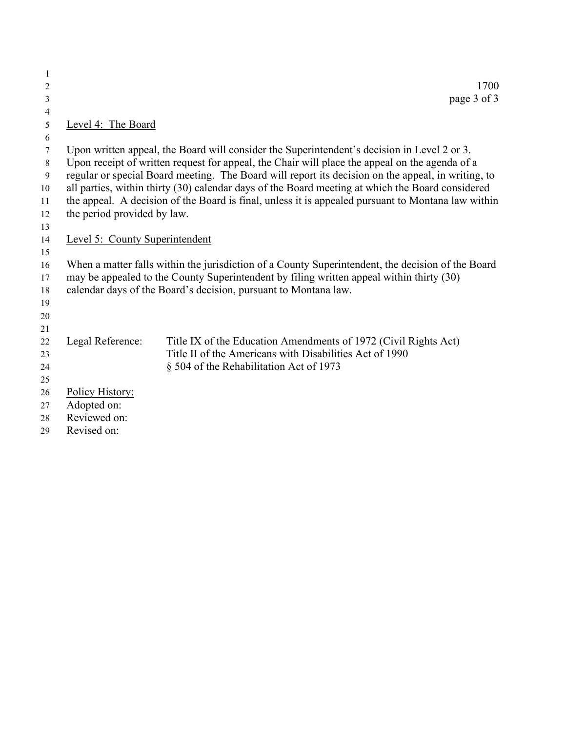Level 4: The Board

Upon written appeal, the Board will consider the Superintendent's decision in Level 2 or 3. Upon receipt of written request for appeal, the Chair will place the appeal on the agenda of a regular or special Board meeting. The Board will report its decision on the appeal, in writing, to all parties, within thirty (30) calendar days of the Board meeting at which the Board considered the appeal. A decision of the Board is final, unless it is appealed pursuant to Montana law within the period provided by law.

Level 5: County Superintendent

When a matter falls within the jurisdiction of a County Superintendent, the decision of the Board may be appealed to the County Superintendent by filing written appeal within thirty (30) calendar days of the Board's decision, pursuant to Montana law.

| | |
|---|---|
| Legal Reference: | Title IX of the Education Amendments of 1972 (Civil Rights Act) |
| | Title II of the Americans with Disabilities Act of 1990 |
| | § 504 of the Rehabilitation Act of 1973 |

Policy History:
Adopted on:
Reviewed on:
Revised on: